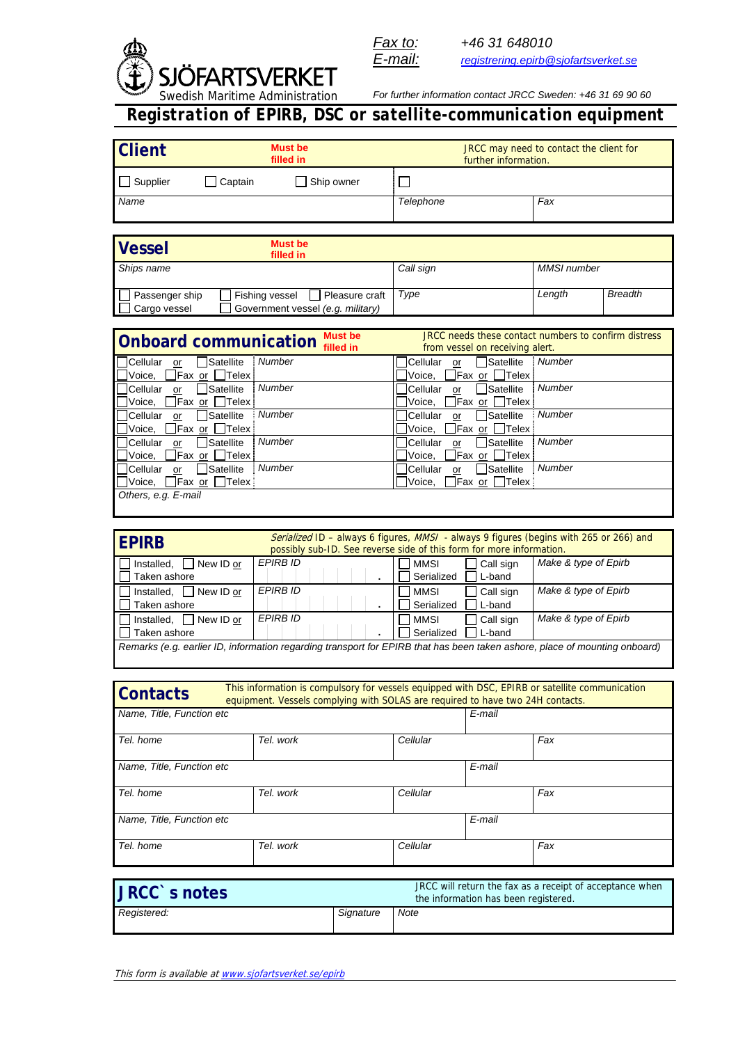SJÖFARTSVERKET
Swedish Maritime Administration

*Fax to:* +46 31 648010
*E-mail:* registrering.epirb@sjofartsverket.se

*For further information contact JRCC Sweden: +46 31 69 90 60*

# Registration of EPIRB, DSC or satellite-communication equipment

## Client

**Must be filled in** — JRCC may need to contact the client for further information.

| ☐ Supplier ☐ Captain ☐ Ship owner | ☐ | |
|---|---|---|
| *Name* | *Telephone* | *Fax* |

## Vessel

**Must be filled in**

| *Ships name* | *Call sign* | *MMSI number* | |
|---|---|---|---|
| ☐ Passenger ship ☐ Fishing vessel ☐ Pleasure craft<br>☐ Cargo vessel ☐ Government vessel *(e.g. military)* | *Type* | *Length* | *Breadth* |

## Onboard communication

**Must be filled in** — JRCC needs these contact numbers to confirm distress from vessel on receiving alert.

| | | | |
|---|---|---|---|
| ☐ Cellular or ☐ Satellite<br>☐ Voice, ☐ Fax or ☐ Telex | *Number* | ☐ Cellular or ☐ Satellite<br>☐ Voice, ☐ Fax or ☐ Telex | *Number* |
| ☐ Cellular or ☐ Satellite<br>☐ Voice, ☐ Fax or ☐ Telex | *Number* | ☐ Cellular or ☐ Satellite<br>☐ Voice, ☐ Fax or ☐ Telex | *Number* |
| ☐ Cellular or ☐ Satellite<br>☐ Voice, ☐ Fax or ☐ Telex | *Number* | ☐ Cellular or ☐ Satellite<br>☐ Voice, ☐ Fax or ☐ Telex | *Number* |
| ☐ Cellular or ☐ Satellite<br>☐ Voice, ☐ Fax or ☐ Telex | *Number* | ☐ Cellular or ☐ Satellite<br>☐ Voice, ☐ Fax or ☐ Telex | *Number* |
| ☐ Cellular or ☐ Satellite<br>☐ Voice, ☐ Fax or ☐ Telex | *Number* | ☐ Cellular or ☐ Satellite<br>☐ Voice, ☐ Fax or ☐ Telex | *Number* |
| *Others, e.g. E-mail* | | | |

## EPIRB

*Serialized* ID – always 6 figures, *MMSI* - always 9 figures (begins with 265 or 266) and possibly sub-ID. See reverse side of this form for more information.

| | | | |
|---|---|---|---|
| ☐ Installed, ☐ New ID or<br>☐ Taken ashore | *EPIRB ID* | ☐ MMSI ☐ Call sign<br>☐ Serialized ☐ L-band | *Make & type of Epirb* |
| ☐ Installed, ☐ New ID or<br>☐ Taken ashore | *EPIRB ID* | ☐ MMSI ☐ Call sign<br>☐ Serialized ☐ L-band | *Make & type of Epirb* |
| ☐ Installed, ☐ New ID or<br>☐ Taken ashore | *EPIRB ID* | ☐ MMSI ☐ Call sign<br>☐ Serialized ☐ L-band | *Make & type of Epirb* |
| *Remarks (e.g. earlier ID, information regarding transport for EPIRB that has been taken ashore, place of mounting onboard)* | | | |

## Contacts

This information is compulsory for vessels equipped with DSC, EPIRB or satellite communication equipment. Vessels complying with SOLAS are required to have two 24H contacts.

| | | | |
|---|---|---|---|
| *Name, Title, Function etc* | | *E-mail* | |
| *Tel. home* | *Tel. work* | *Cellular* | *Fax* |
| *Name, Title, Function etc* | | *E-mail* | |
| *Tel. home* | *Tel. work* | *Cellular* | *Fax* |
| *Name, Title, Function etc* | | *E-mail* | |
| *Tel. home* | *Tel. work* | *Cellular* | *Fax* |

## JRCC`s notes

JRCC will return the fax as a receipt of acceptance when the information has been registered.

| *Registered:* | *Signature* | *Note* |
|---|---|---|

*This form is available at www.sjofartsverket.se/epirb*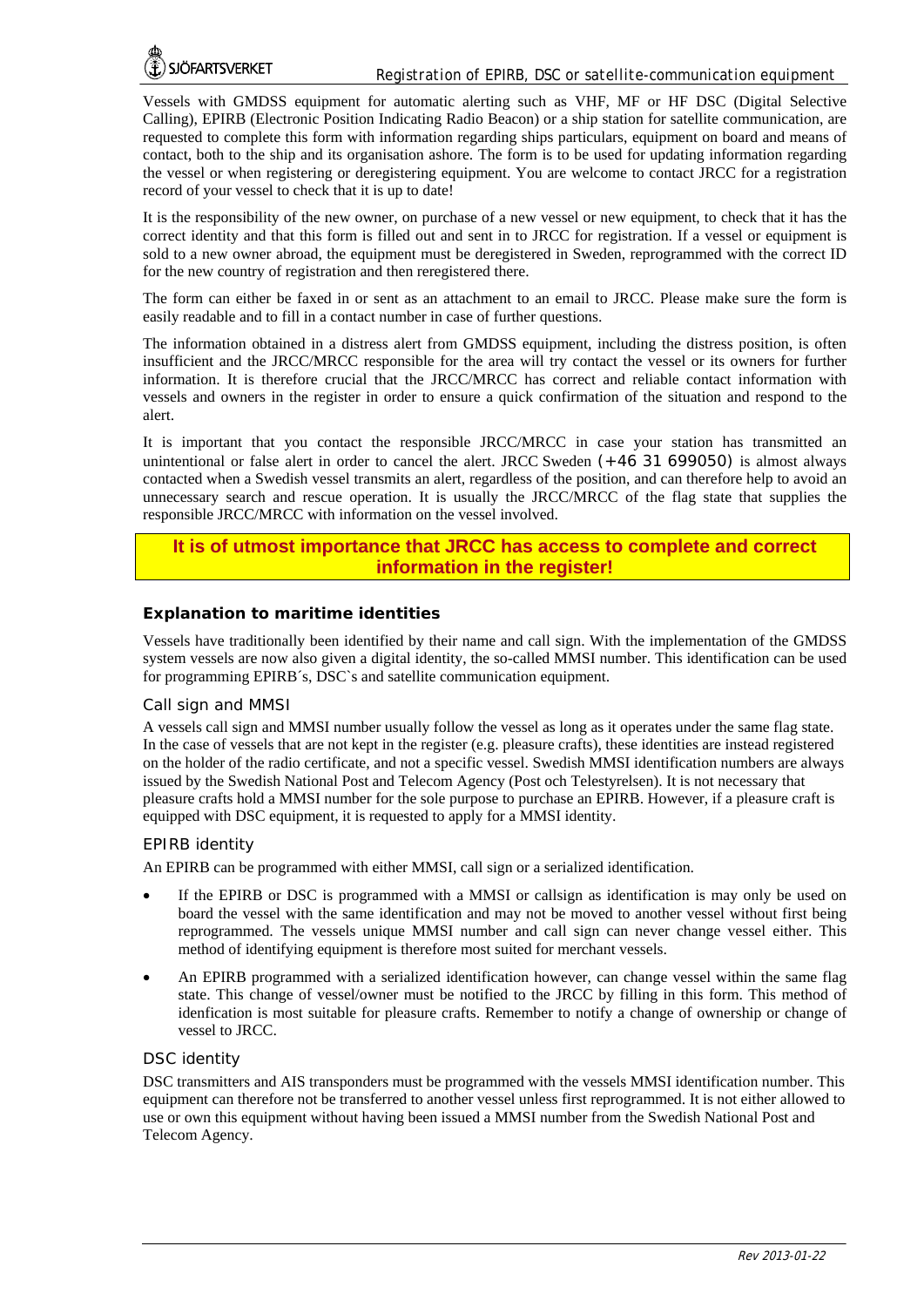Vessels with GMDSS equipment for automatic alerting such as VHF, MF or HF DSC (Digital Selective Calling), EPIRB (Electronic Position Indicating Radio Beacon) or a ship station for satellite communication, are requested to complete this form with information regarding ships particulars, equipment on board and means of contact, both to the ship and its organisation ashore. The form is to be used for updating information regarding the vessel or when registering or deregistering equipment. You are welcome to contact JRCC for a registration record of your vessel to check that it is up to date!

It is the responsibility of the new owner, on purchase of a new vessel or new equipment, to check that it has the correct identity and that this form is filled out and sent in to JRCC for registration. If a vessel or equipment is sold to a new owner abroad, the equipment must be deregistered in Sweden, reprogrammed with the correct ID for the new country of registration and then reregistered there.

The form can either be faxed in or sent as an attachment to an email to JRCC. Please make sure the form is easily readable and to fill in a contact number in case of further questions.

The information obtained in a distress alert from GMDSS equipment, including the distress position, is often insufficient and the JRCC/MRCC responsible for the area will try contact the vessel or its owners for further information. It is therefore crucial that the JRCC/MRCC has correct and reliable contact information with vessels and owners in the register in order to ensure a quick confirmation of the situation and respond to the alert.

It is important that you contact the responsible JRCC/MRCC in case your station has transmitted an unintentional or false alert in order to cancel the alert. JRCC Sweden (+46 31 699050) is almost always contacted when a Swedish vessel transmits an alert, regardless of the position, and can therefore help to avoid an unnecessary search and rescue operation. It is usually the JRCC/MRCC of the flag state that supplies the responsible JRCC/MRCC with information on the vessel involved.

**It is of utmost importance that JRCC has access to complete and correct information in the register!**

## Explanation to maritime identities

Vessels have traditionally been identified by their name and call sign. With the implementation of the GMDSS system vessels are now also given a digital identity, the so-called MMSI number. This identification can be used for programming EPIRB´s, DSC`s and satellite communication equipment.

### Call sign and MMSI

A vessels call sign and MMSI number usually follow the vessel as long as it operates under the same flag state. In the case of vessels that are not kept in the register (e.g. pleasure crafts), these identities are instead registered on the holder of the radio certificate, and not a specific vessel. Swedish MMSI identification numbers are always issued by the Swedish National Post and Telecom Agency (Post och Telestyrelsen). It is not necessary that pleasure crafts hold a MMSI number for the sole purpose to purchase an EPIRB. However, if a pleasure craft is equipped with DSC equipment, it is requested to apply for a MMSI identity.

### EPIRB identity

An EPIRB can be programmed with either MMSI, call sign or a serialized identification.

- If the EPIRB or DSC is programmed with a MMSI or callsign as identification is may only be used on board the vessel with the same identification and may not be moved to another vessel without first being reprogrammed. The vessels unique MMSI number and call sign can never change vessel either. This method of identifying equipment is therefore most suited for merchant vessels.
- An EPIRB programmed with a serialized identification however, can change vessel within the same flag state. This change of vessel/owner must be notified to the JRCC by filling in this form. This method of idenfication is most suitable for pleasure crafts. Remember to notify a change of ownership or change of vessel to JRCC.

### DSC identity

DSC transmitters and AIS transponders must be programmed with the vessels MMSI identification number. This equipment can therefore not be transferred to another vessel unless first reprogrammed. It is not either allowed to use or own this equipment without having been issued a MMSI number from the Swedish National Post and Telecom Agency.